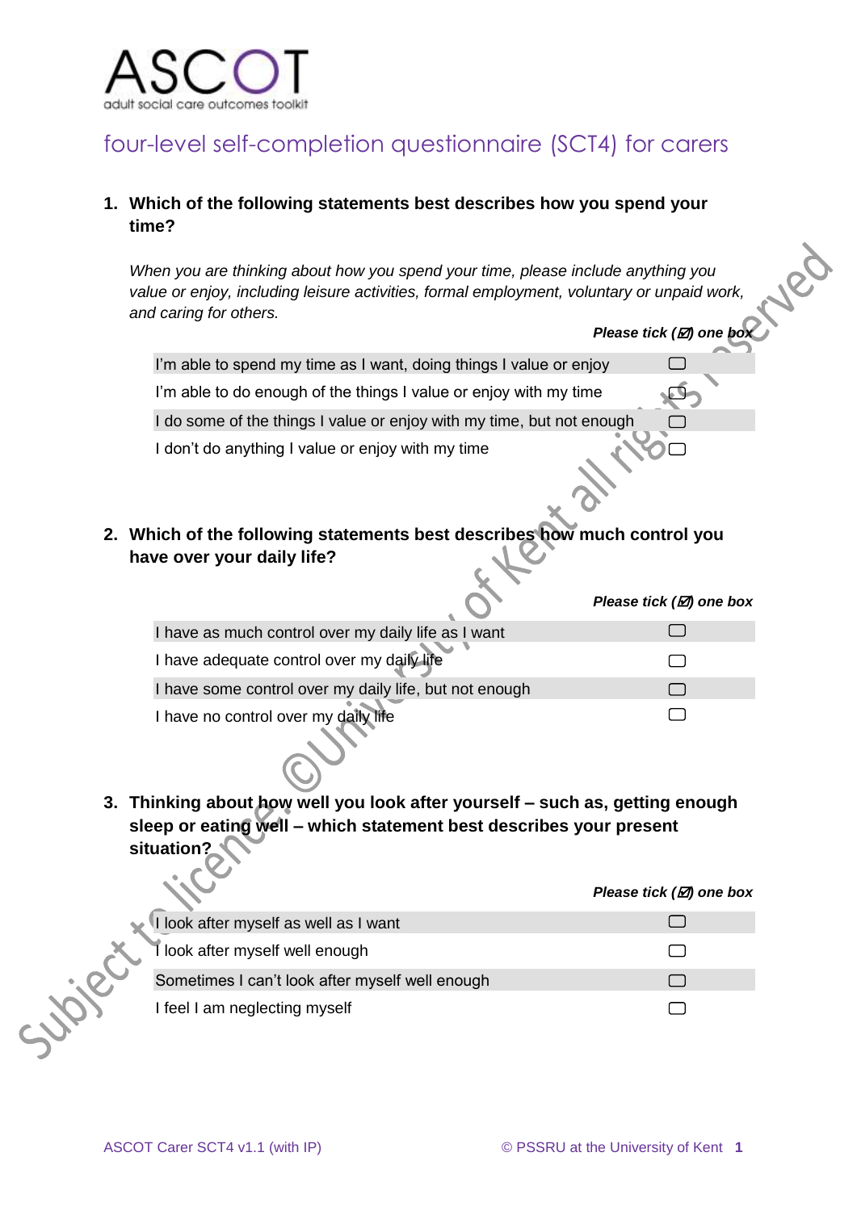# ASCOT

adult social care outcomes toolkit

## four-level self-completion questionnaire (SCT4) for carers

**1. Which of the following statements best describes how you spend your time?**

*When you are thinking about how you spend your time, please include anything you value or enjoy, including leisure activities, formal employment, voluntary or unpaid work, and caring for others.*

***Please tick (☑) one box***

| | |
|---|---|
| I'm able to spend my time as I want, doing things I value or enjoy | ☐ |
| I'm able to do enough of the things I value or enjoy with my time | ☐ |
| I do some of the things I value or enjoy with my time, but not enough | ☐ |
| I don't do anything I value or enjoy with my time | ☐ |

**2. Which of the following statements best describes how much control you have over your daily life?**

***Please tick (☑) one box***

| | |
|---|---|
| I have as much control over my daily life as I want | ☐ |
| I have adequate control over my daily life | ☐ |
| I have some control over my daily life, but not enough | ☐ |
| I have no control over my daily life | ☐ |

**3. Thinking about how well you look after yourself – such as, getting enough sleep or eating well – which statement best describes your present situation?**

***Please tick (☑) one box***

| | |
|---|---|
| I look after myself as well as I want | ☐ |
| I look after myself well enough | ☐ |
| Sometimes I can't look after myself well enough | ☐ |
| I feel I am neglecting myself | ☐ |

Subject to licence: ©University of Kent all rights reserved

ASCOT Carer SCT4 v1.1 (with IP) © PSSRU at the University of Kent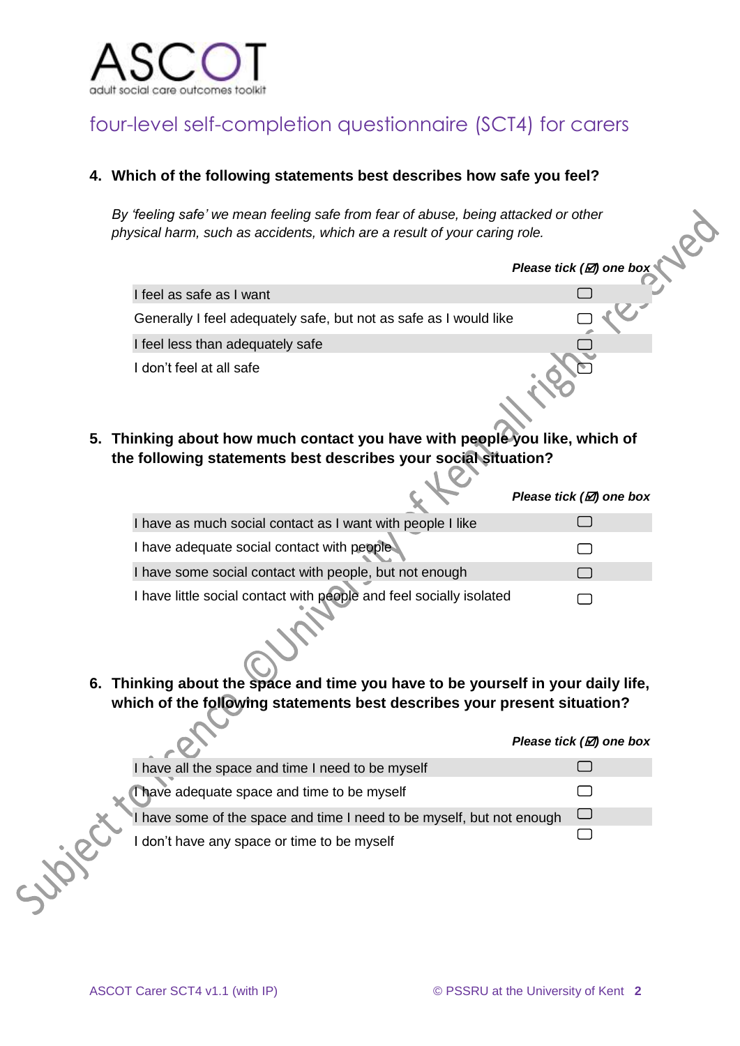# ASCOT

adult social care outcomes toolkit

## four-level self-completion questionnaire (SCT4) for carers

**4. Which of the following statements best describes how safe you feel?**

*By 'feeling safe' we mean feeling safe from fear of abuse, being attacked or other physical harm, such as accidents, which are a result of your caring role.*

***Please tick (☑) one box***

| | |
|---|---|
| I feel as safe as I want | ☐ |
| Generally I feel adequately safe, but not as safe as I would like | ☐ |
| I feel less than adequately safe | ☐ |
| I don't feel at all safe | ☐ |

**5. Thinking about how much contact you have with people you like, which of the following statements best describes your social situation?**

***Please tick (☑) one box***

| | |
|---|---|
| I have as much social contact as I want with people I like | ☐ |
| I have adequate social contact with people | ☐ |
| I have some social contact with people, but not enough | ☐ |
| I have little social contact with people and feel socially isolated | ☐ |

**6. Thinking about the space and time you have to be yourself in your daily life, which of the following statements best describes your present situation?**

***Please tick (☑) one box***

| | |
|---|---|
| I have all the space and time I need to be myself | ☐ |
| I have adequate space and time to be myself | ☐ |
| I have some of the space and time I need to be myself, but not enough | ☐ |
| I don't have any space or time to be myself | ☐ |

Subject to licence ©University of Kent all rights reserved

ASCOT Carer SCT4 v1.1 (with IP) © PSSRU at the University of Kent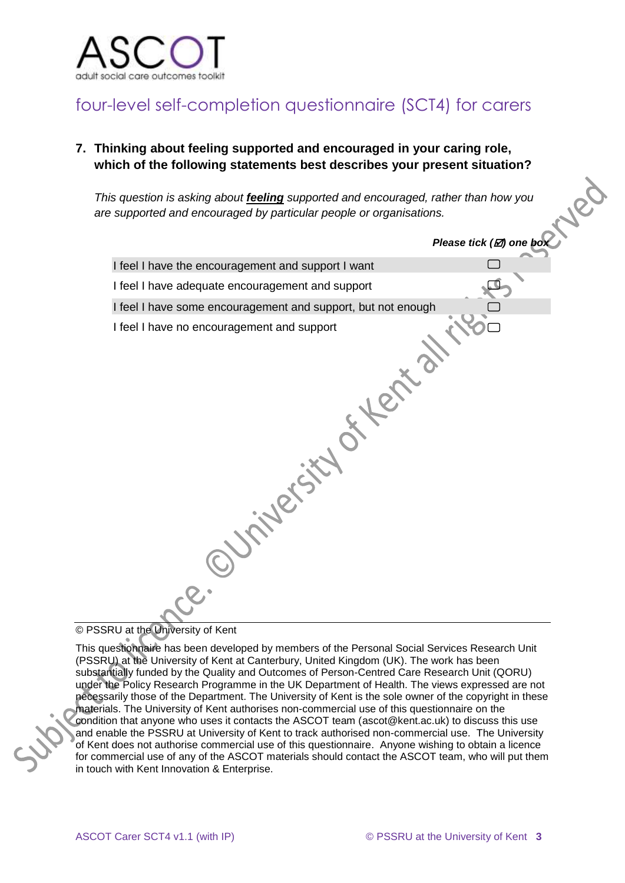# ASCOT

adult social care outcomes toolkit

## four-level self-completion questionnaire (SCT4) for carers

**7. Thinking about feeling supported and encouraged in your caring role, which of the following statements best describes your present situation?**

*This question is asking about **feeling** supported and encouraged, rather than how you are supported and encouraged by particular people or organisations.*

***Please tick (☑) one box***

| | |
|---|---|
| I feel I have the encouragement and support I want | ☐ |
| I feel I have adequate encouragement and support | ☐ |
| I feel I have some encouragement and support, but not enough | ☐ |
| I feel I have no encouragement and support | ☐ |

Subject to licence. ©University of Kent all rights reserved

© PSSRU at the University of Kent

This questionnaire has been developed by members of the Personal Social Services Research Unit (PSSRU) at the University of Kent at Canterbury, United Kingdom (UK). The work has been substantially funded by the Quality and Outcomes of Person-Centred Care Research Unit (QORU) under the Policy Research Programme in the UK Department of Health. The views expressed are not necessarily those of the Department. The University of Kent is the sole owner of the copyright in these materials. The University of Kent authorises non-commercial use of this questionnaire on the condition that anyone who uses it contacts the ASCOT team (ascot@kent.ac.uk) to discuss this use and enable the PSSRU at University of Kent to track authorised non-commercial use. The University of Kent does not authorise commercial use of this questionnaire. Anyone wishing to obtain a licence for commercial use of any of the ASCOT materials should contact the ASCOT team, who will put them in touch with Kent Innovation & Enterprise.